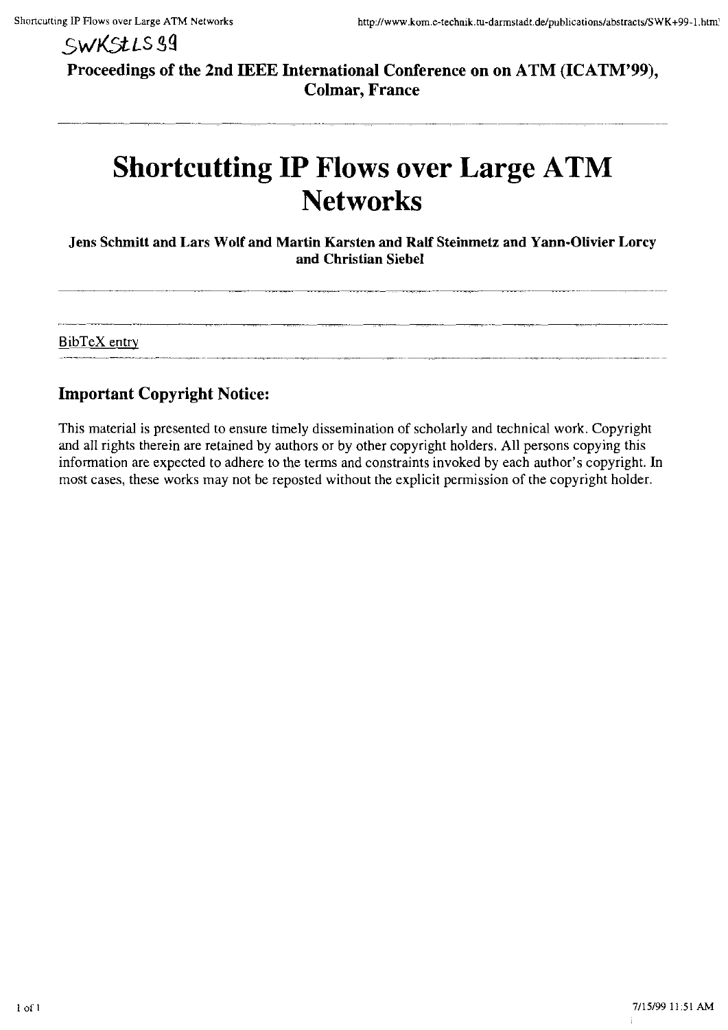SWKStLS99

**Proceedings of the 2nd IEEE International Conference on on ATM (ICATM'99), Colmar, France**

# Shortcutting IP Flows over Large ATM Networks

**Jens Schmitt and Lars Wolf and Martin Karsten and Ralf Steinmetz and Yann-Olivier Lorcy and Christian Siebel**

BibTeX entry

## Important Copyright Notice:

This material is presented to ensure timely dissemination of scholarly and technical work. Copyright and all rights therein are retained by authors or by other copyright holders. All persons copying this information are expected to adhere to the terms and constraints invoked by each author's copyright. In most cases, these works may not be reposted without the explicit permission of the copyright holder.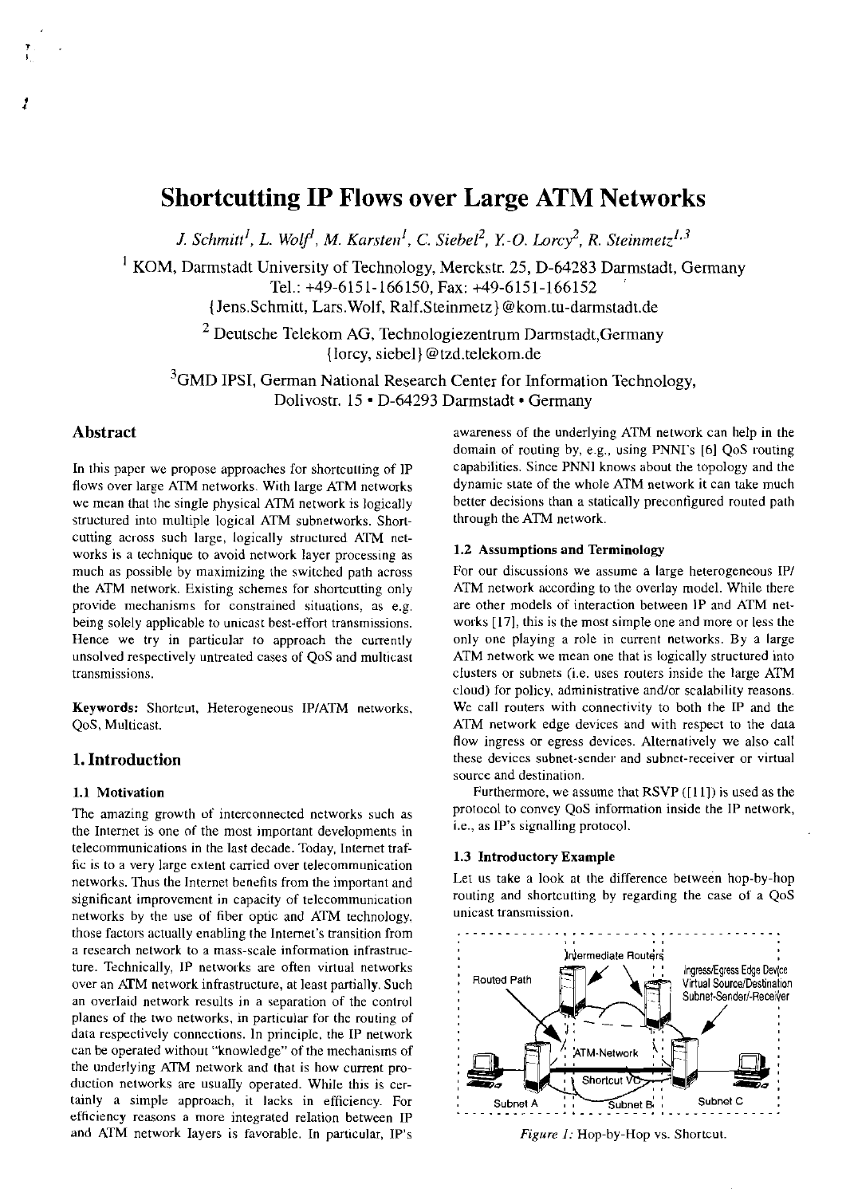# Shortcutting IP Flows over Large ATM Networks

*J. Schmitt[1], L. Wolf[1], M. Karsten[1], C. Siebel[2], Y.-O. Lorcy[2], R. Steinmetz[1,3]*

[1] KOM, Darmstadt University of Technology, Merckstr. 25, D-64283 Darmstadt, Germany
Tel.: +49-6151-166150, Fax: +49-6151-166152
{Jens.Schmitt, Lars.Wolf, Ralf.Steinmetz}@kom.tu-darmstadt.de

[2] Deutsche Telekom AG, Technologiezentrum Darmstadt, Germany
{lorcy, siebel}@tzd.telekom.de

[3] GMD IPSI, German National Research Center for Information Technology,
Dolivostr. 15 • D-64293 Darmstadt • Germany

## Abstract

In this paper we propose approaches for shortcutting of IP flows over large ATM networks. With large ATM networks we mean that the single physical ATM network is logically structured into multiple logical ATM subnetworks. Shortcutting across such large, logically structured ATM networks is a technique to avoid network layer processing as much as possible by maximizing the switched path across the ATM network. Existing schemes for shortcutting only provide mechanisms for constrained situations, as e.g. being solely applicable to unicast best-effort transmissions. Hence we try in particular to approach the currently unsolved respectively untreated cases of QoS and multicast transmissions.

**Keywords:** Shortcut, Heterogeneous IP/ATM networks, QoS, Multicast.

## 1. Introduction

### 1.1 Motivation

The amazing growth of interconnected networks such as the Internet is one of the most important developments in telecommunications in the last decade. Today, Internet traffic is to a very large extent carried over telecommunication networks. Thus the Internet benefits from the important and significant improvement in capacity of telecommunication networks by the use of fiber optic and ATM technology, those factors actually enabling the Internet's transition from a research network to a mass-scale information infrastructure. Technically, IP networks are often virtual networks over an ATM network infrastructure, at least partially. Such an overlaid network results in a separation of the control planes of the two networks, in particular for the routing of data respectively connections. In principle, the IP network can be operated without "knowledge" of the mechanisms of the underlying ATM network and that is how current production networks are usually operated. While this is certainly a simple approach, it lacks in efficiency. For efficiency reasons a more integrated relation between IP and ATM network layers is favorable. In particular, IP's awareness of the underlying ATM network can help in the domain of routing by, e.g., using PNNI's [6] QoS routing capabilities. Since PNNI knows about the topology and the dynamic state of the whole ATM network it can take much better decisions than a statically preconfigured routed path through the ATM network.

### 1.2 Assumptions and Terminology

For our discussions we assume a large heterogeneous IP/ATM network according to the overlay model. While there are other models of interaction between IP and ATM networks [17], this is the most simple one and more or less the only one playing a role in current networks. By a large ATM network we mean one that is logically structured into clusters or subnets (i.e. uses routers inside the large ATM cloud) for policy, administrative and/or scalability reasons. We call routers with connectivity to both the IP and the ATM network edge devices and with respect to the data flow ingress or egress devices. Alternatively we also call these devices subnet-sender and subnet-receiver or virtual source and destination.

Furthermore, we assume that RSVP ([11]) is used as the protocol to convey QoS information inside the IP network, i.e., as IP's signalling protocol.

### 1.3 Introductory Example

Let us take a look at the difference between hop-by-hop routing and shortcutting by regarding the case of a QoS unicast transmission.

*Figure 1:* Hop-by-Hop vs. Shortcut.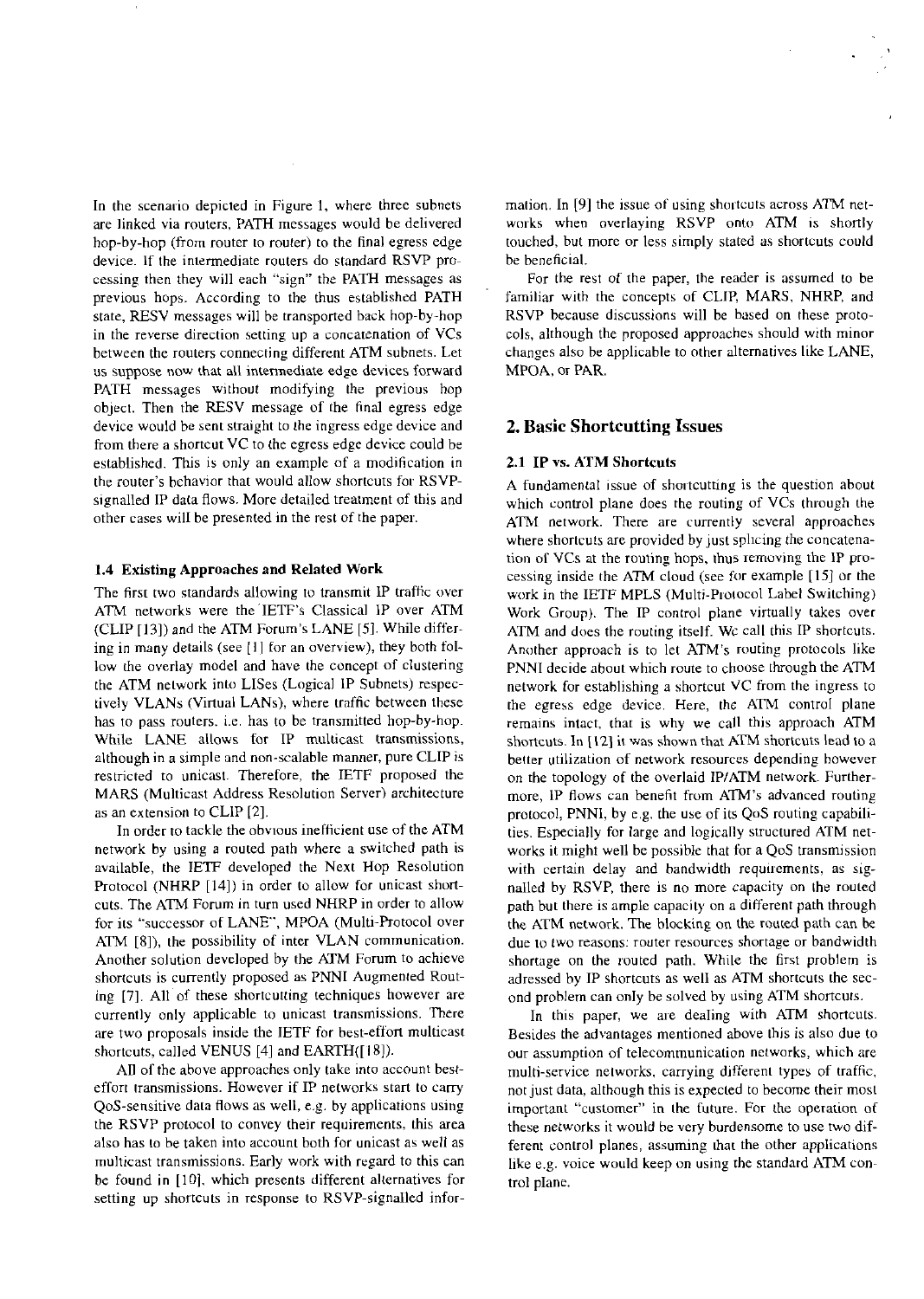In the scenario depicted in Figure 1, where three subnets are linked via routers, PATH messages would be delivered hop-by-hop (from router to router) to the final egress edge device. If the intermediate routers do standard RSVP processing then they will each "sign" the PATH messages as previous hops. According to the thus established PATH state, RESV messages will be transported back hop-by-hop in the reverse direction setting up a concatenation of VCs between the routers connecting different ATM subnets. Let us suppose now that all intermediate edge devices forward PATH messages without modifying the previous hop object. Then the RESV message of the final egress edge device would be sent straight to the ingress edge device and from there a shortcut VC to the egress edge device could be established. This is only an example of a modification in the router's behavior that would allow shortcuts for RSVP-signalled IP data flows. More detailed treatment of this and other cases will be presented in the rest of the paper.

### 1.4 Existing Approaches and Related Work

The first two standards allowing to transmit IP traffic over ATM networks were the IETF's Classical IP over ATM (CLIP [13]) and the ATM Forum's LANE [5]. While differing in many details (see [1] for an overview), they both follow the overlay model and have the concept of clustering the ATM network into LISes (Logical IP Subnets) respectively VLANs (Virtual LANs), where traffic between these has to pass routers, i.e. has to be transmitted hop-by-hop. While LANE allows for IP multicast transmissions, although in a simple and non-scalable manner, pure CLIP is restricted to unicast. Therefore, the IETF proposed the MARS (Multicast Address Resolution Server) architecture as an extension to CLIP [2].

In order to tackle the obvious inefficient use of the ATM network by using a routed path where a switched path is available, the IETF developed the Next Hop Resolution Protocol (NHRP [14]) in order to allow for unicast shortcuts. The ATM Forum in turn used NHRP in order to allow for its "successor of LANE", MPOA (Multi-Protocol over ATM [8]), the possibility of inter VLAN communication. Another solution developed by the ATM Forum to achieve shortcuts is currently proposed as PNNI Augmented Routing [7]. All of these shortcutting techniques however are currently only applicable to unicast transmissions. There are two proposals inside the IETF for best-effort multicast shortcuts, called VENUS [4] and EARTH([18]).

All of the above approaches only take into account best-effort transmissions. However if IP networks start to carry QoS-sensitive data flows as well, e.g. by applications using the RSVP protocol to convey their requirements, this area also has to be taken into account both for unicast as well as multicast transmissions. Early work with regard to this can be found in [10], which presents different alternatives for setting up shortcuts in response to RSVP-signalled information. In [9] the issue of using shortcuts across ATM networks when overlaying RSVP onto ATM is shortly touched, but more or less simply stated as shortcuts could be beneficial.

For the rest of the paper, the reader is assumed to be familiar with the concepts of CLIP, MARS, NHRP, and RSVP because discussions will be based on these protocols, although the proposed approaches should with minor changes also be applicable to other alternatives like LANE, MPOA, or PAR.

## 2. Basic Shortcutting Issues

### 2.1 IP vs. ATM Shortcuts

A fundamental issue of shortcutting is the question about which control plane does the routing of VCs through the ATM network. There are currently several approaches where shortcuts are provided by just splicing the concatenation of VCs at the routing hops, thus removing the IP processing inside the ATM cloud (see for example [15] or the work in the IETF MPLS (Multi-Protocol Label Switching) Work Group). The IP control plane virtually takes over ATM and does the routing itself. We call this IP shortcuts. Another approach is to let ATM's routing protocols like PNNI decide about which route to choose through the ATM network for establishing a shortcut VC from the ingress to the egress edge device. Here, the ATM control plane remains intact, that is why we call this approach ATM shortcuts. In [12] it was shown that ATM shortcuts lead to a better utilization of network resources depending however on the topology of the overlaid IP/ATM network. Furthermore, IP flows can benefit from ATM's advanced routing protocol, PNNI, by e.g. the use of its QoS routing capabilities. Especially for large and logically structured ATM networks it might well be possible that for a QoS transmission with certain delay and bandwidth requirements, as signalled by RSVP, there is no more capacity on the routed path but there is ample capacity on a different path through the ATM network. The blocking on the routed path can be due to two reasons: router resources shortage or bandwidth shortage on the routed path. While the first problem is adressed by IP shortcuts as well as ATM shortcuts the second problem can only be solved by using ATM shortcuts.

In this paper, we are dealing with ATM shortcuts. Besides the advantages mentioned above this is also due to our assumption of telecommunication networks, which are multi-service networks, carrying different types of traffic, not just data, although this is expected to become their most important "customer" in the future. For the operation of these networks it would be very burdensome to use two different control planes, assuming that the other applications like e.g. voice would keep on using the standard ATM control plane.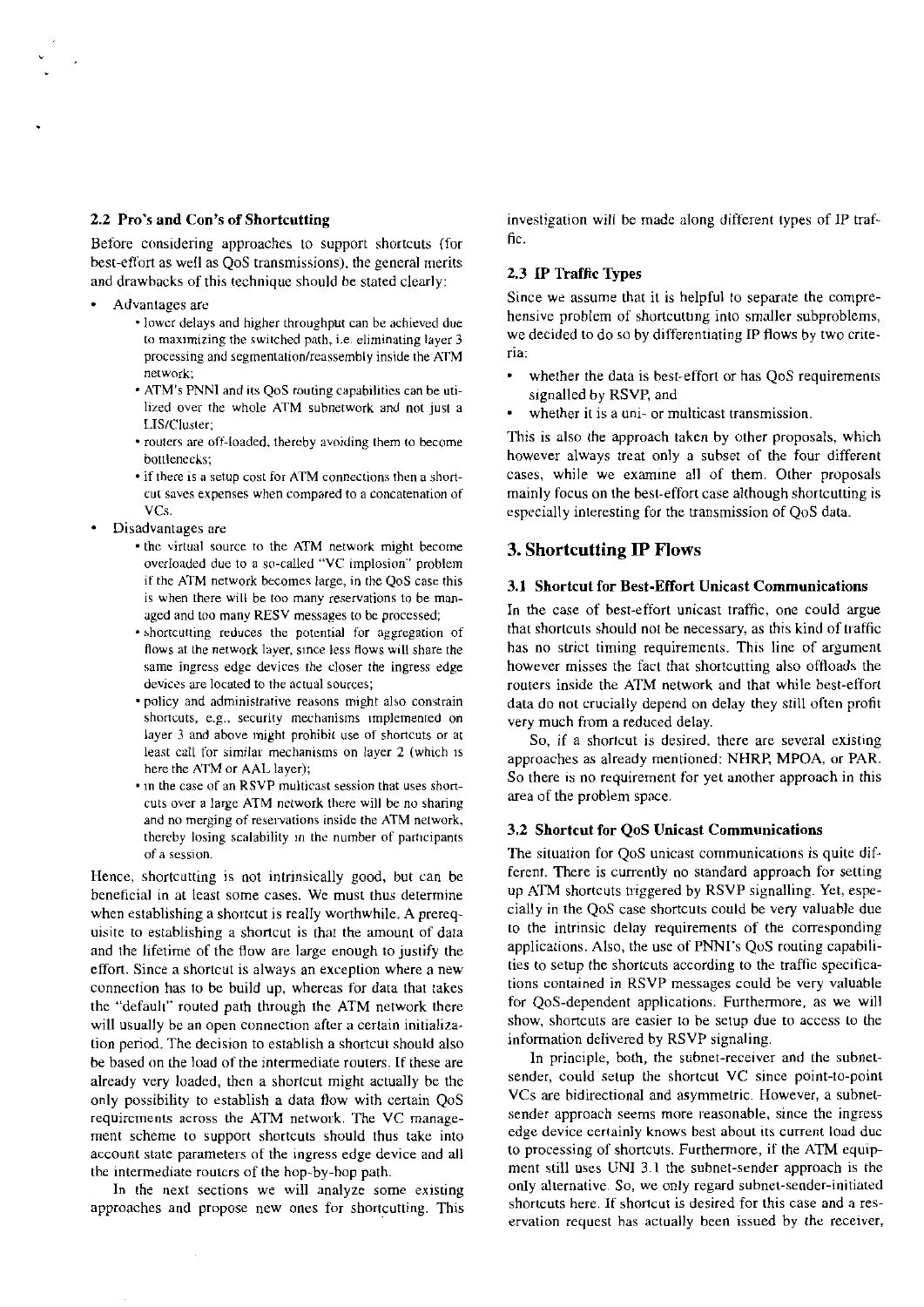### 2.2 Pro's and Con's of Shortcutting

Before considering approaches to support shortcuts (for best-effort as well as QoS transmissions), the general merits and drawbacks of this technique should be stated clearly:

- Advantages are
  - lower delays and higher throughput can be achieved due to maximizing the switched path, i.e. eliminating layer 3 processing and segmentation/reassembly inside the ATM network;
  - ATM's PNNI and its QoS routing capabilities can be utilized over the whole ATM subnetwork and not just a LIS/Cluster;
  - routers are off-loaded, thereby avoiding them to become bottlenecks;
  - if there is a setup cost for ATM connections then a shortcut saves expenses when compared to a concatenation of VCs.
- Disadvantages are
  - the virtual source to the ATM network might become overloaded due to a so-called "VC implosion" problem if the ATM network becomes large, in the QoS case this is when there will be too many reservations to be managed and too many RESV messages to be processed;
  - shortcutting reduces the potential for aggregation of flows at the network layer, since less flows will share the same ingress edge devices the closer the ingress edge devices are located to the actual sources;
  - policy and administrative reasons might also constrain shortcuts, e.g., security mechanisms implemented on layer 3 and above might prohibit use of shortcuts or at least call for similar mechanisms on layer 2 (which is here the ATM or AAL layer);
  - in the case of an RSVP multicast session that uses shortcuts over a large ATM network there will be no sharing and no merging of reservations inside the ATM network, thereby losing scalability in the number of participants of a session.

Hence, shortcutting is not intrinsically good, but can be beneficial in at least some cases. We must thus determine when establishing a shortcut is really worthwhile. A prerequisite to establishing a shortcut is that the amount of data and the lifetime of the flow are large enough to justify the effort. Since a shortcut is always an exception where a new connection has to be build up, whereas for data that takes the "default" routed path through the ATM network there will usually be an open connection after a certain initialization period. The decision to establish a shortcut should also be based on the load of the intermediate routers. If these are already very loaded, then a shortcut might actually be the only possibility to establish a data flow with certain QoS requirements across the ATM network. The VC management scheme to support shortcuts should thus take into account state parameters of the ingress edge device and all the intermediate routers of the hop-by-hop path.

In the next sections we will analyze some existing approaches and propose new ones for shortcutting. This investigation will be made along different types of IP traffic.

### 2.3 IP Traffic Types

Since we assume that it is helpful to separate the comprehensive problem of shortcutting into smaller subproblems, we decided to do so by differentiating IP flows by two criteria:

- whether the data is best-effort or has QoS requirements signalled by RSVP, and
- whether it is a uni- or multicast transmission.

This is also the approach taken by other proposals, which however always treat only a subset of the four different cases, while we examine all of them. Other proposals mainly focus on the best-effort case although shortcutting is especially interesting for the transmission of QoS data.

## 3. Shortcutting IP Flows

### 3.1 Shortcut for Best-Effort Unicast Communications

In the case of best-effort unicast traffic, one could argue that shortcuts should not be necessary, as this kind of traffic has no strict timing requirements. This line of argument however misses the fact that shortcutting also offloads the routers inside the ATM network and that while best-effort data do not crucially depend on delay they still often profit very much from a reduced delay.

So, if a shortcut is desired, there are several existing approaches as already mentioned: NHRP, MPOA, or PAR. So there is no requirement for yet another approach in this area of the problem space.

### 3.2 Shortcut for QoS Unicast Communications

The situation for QoS unicast communications is quite different. There is currently no standard approach for setting up ATM shortcuts triggered by RSVP signalling. Yet, especially in the QoS case shortcuts could be very valuable due to the intrinsic delay requirements of the corresponding applications. Also, the use of PNNI's QoS routing capabilities to setup the shortcuts according to the traffic specifications contained in RSVP messages could be very valuable for QoS-dependent applications. Furthermore, as we will show, shortcuts are easier to be setup due to access to the information delivered by RSVP signaling.

In principle, both, the subnet-receiver and the subnet-sender, could setup the shortcut VC since point-to-point VCs are bidirectional and asymmetric. However, a subnet-sender approach seems more reasonable, since the ingress edge device certainly knows best about its current load due to processing of shortcuts. Furthermore, if the ATM equipment still uses UNI 3.1 the subnet-sender approach is the only alternative. So, we only regard subnet-sender-initiated shortcuts here. If shortcut is desired for this case and a reservation request has actually been issued by the receiver,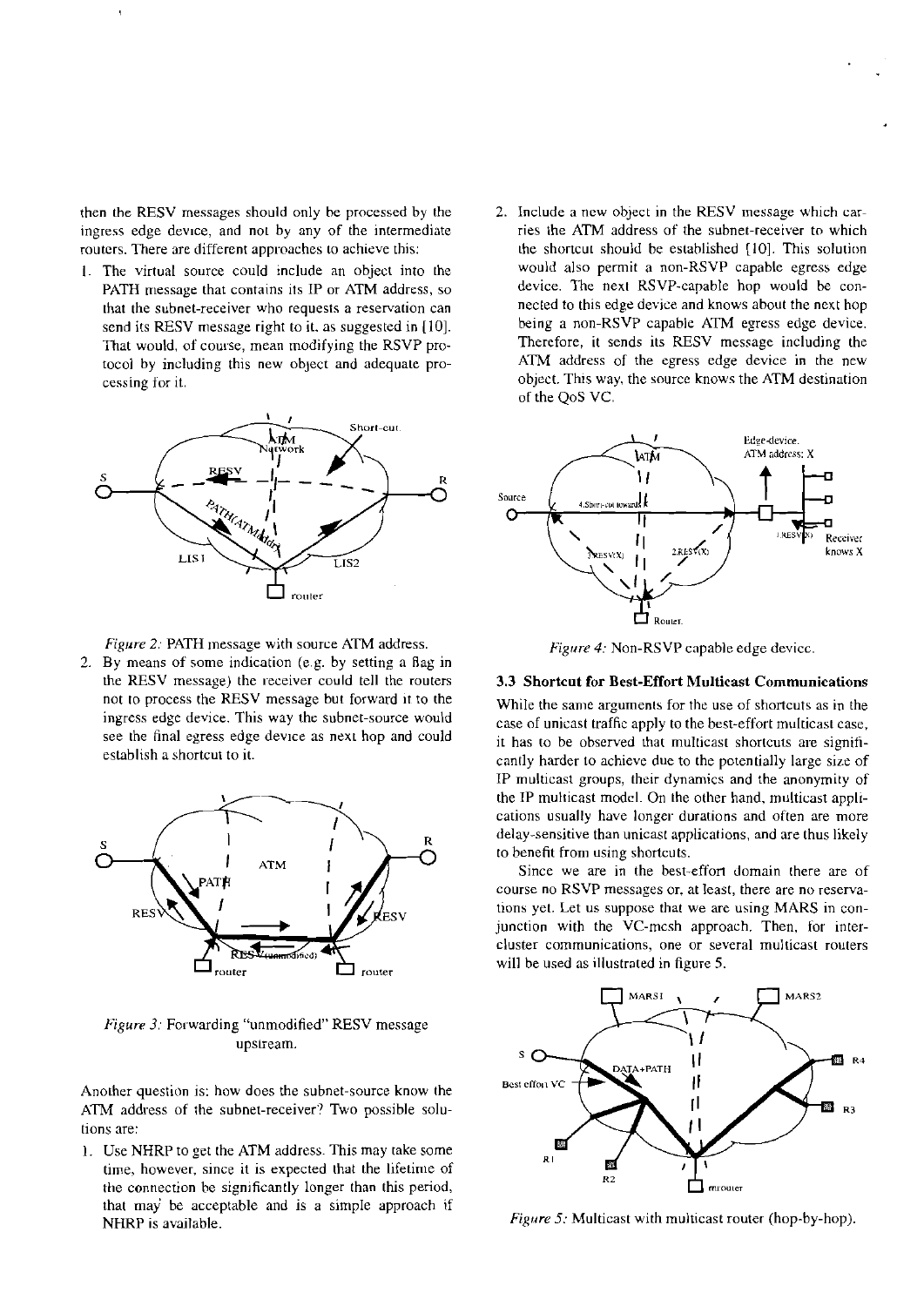then the RESV messages should only be processed by the ingress edge device, and not by any of the intermediate routers. There are different approaches to achieve this:

1. The virtual source could include an object into the PATH message that contains its IP or ATM address, so that the subnet-receiver who requests a reservation can send its RESV message right to it, as suggested in [10]. That would, of course, mean modifying the RSVP protocol by including this new object and adequate processing for it.

*Figure 2:* PATH message with source ATM address.

2. By means of some indication (e.g. by setting a flag in the RESV message) the receiver could tell the routers not to process the RESV message but forward it to the ingress edge device. This way the subnet-source would see the final egress edge device as next hop and could establish a shortcut to it.

*Figure 3:* Forwarding "unmodified" RESV message upstream.

Another question is: how does the subnet-source know the ATM address of the subnet-receiver? Two possible solutions are:

1. Use NHRP to get the ATM address. This may take some time, however, since it is expected that the lifetime of the connection be significantly longer than this period, that may be acceptable and is a simple approach if NHRP is available.
2. Include a new object in the RESV message which carries the ATM address of the subnet-receiver to which the shortcut should be established [10]. This solution would also permit a non-RSVP capable egress edge device. The next RSVP-capable hop would be connected to this edge device and knows about the next hop being a non-RSVP capable ATM egress edge device. Therefore, it sends its RESV message including the ATM address of the egress edge device in the new object. This way, the source knows the ATM destination of the QoS VC.

*Figure 4:* Non-RSVP capable edge device.

### 3.3 Shortcut for Best-Effort Multicast Communications

While the same arguments for the use of shortcuts as in the case of unicast traffic apply to the best-effort multicast case, it has to be observed that multicast shortcuts are significantly harder to achieve due to the potentially large size of IP multicast groups, their dynamics and the anonymity of the IP multicast model. On the other hand, multicast applications usually have longer durations and often are more delay-sensitive than unicast applications, and are thus likely to benefit from using shortcuts.

Since we are in the best-effort domain there are of course no RSVP messages or, at least, there are no reservations yet. Let us suppose that we are using MARS in conjunction with the VC-mesh approach. Then, for inter-cluster communications, one or several multicast routers will be used as illustrated in figure 5.

*Figure 5:* Multicast with multicast router (hop-by-hop).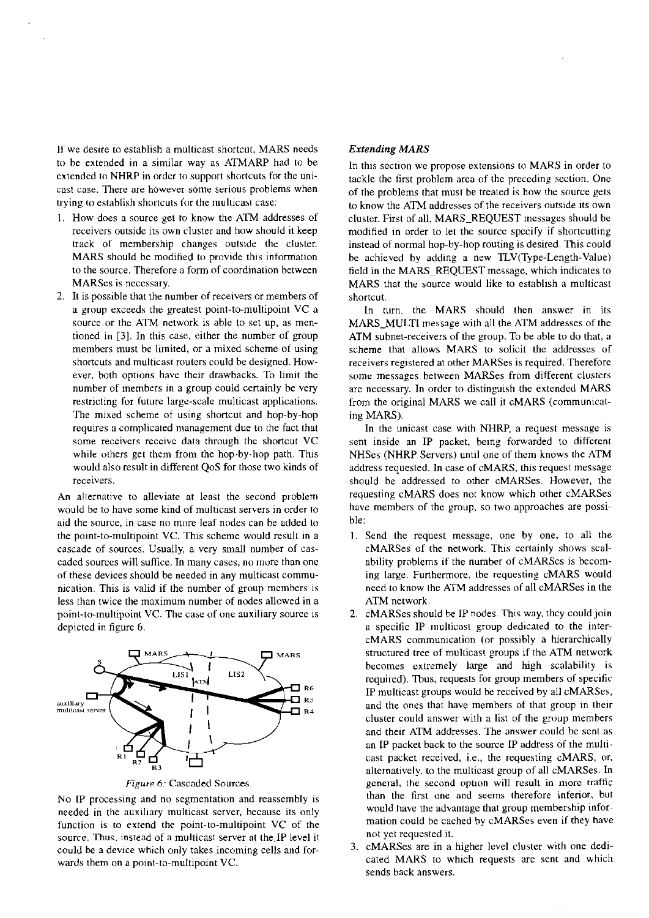If we desire to establish a multicast shortcut, MARS needs to be extended in a similar way as ATMARP had to be extended to NHRP in order to support shortcuts for the unicast case. There are however some serious problems when trying to establish shortcuts for the multicast case:

1. How does a source get to know the ATM addresses of receivers outside its own cluster and how should it keep track of membership changes outside the cluster. MARS should be modified to provide this information to the source. Therefore a form of coordination between MARSes is necessary.
2. It is possible that the number of receivers or members of a group exceeds the greatest point-to-multipoint VC a source or the ATM network is able to set up, as mentioned in [3]. In this case, either the number of group members must be limited, or a mixed scheme of using shortcuts and multicast routers could be designed. However, both options have their drawbacks. To limit the number of members in a group could certainly be very restricting for future large-scale multicast applications. The mixed scheme of using shortcut and hop-by-hop requires a complicated management due to the fact that some receivers receive data through the shortcut VC while others get them from the hop-by-hop path. This would also result in different QoS for those two kinds of receivers.

An alternative to alleviate at least the second problem would be to have some kind of multicast servers in order to aid the source, in case no more leaf nodes can be added to the point-to-multipoint VC. This scheme would result in a cascade of sources. Usually, a very small number of cascaded sources will suffice. In many cases, no more than one of these devices should be needed in any multicast communication. This is valid if the number of group members is less than twice the maximum number of nodes allowed in a point-to-multipoint VC. The case of one auxiliary source is depicted in figure 6.

*Figure 6:* Cascaded Sources.

No IP processing and no segmentation and reassembly is needed in the auxiliary multicast server, because its only function is to extend the point-to-multipoint VC of the source. Thus, instead of a multicast server at the IP level it could be a device which only takes incoming cells and forwards them on a point-to-multipoint VC.

### *Extending MARS*

In this section we propose extensions to MARS in order to tackle the first problem area of the preceding section. One of the problems that must be treated is how the source gets to know the ATM addresses of the receivers outside its own cluster. First of all, MARS_REQUEST messages should be modified in order to let the source specify if shortcutting instead of normal hop-by-hop routing is desired. This could be achieved by adding a new TLV(Type-Length-Value) field in the MARS_REQUEST message, which indicates to MARS that the source would like to establish a multicast shortcut.

In turn, the MARS should then answer in its MARS_MULTI message with all the ATM addresses of the ATM subnet-receivers of the group. To be able to do that, a scheme that allows MARS to solicit the addresses of receivers registered at other MARSes is required. Therefore some messages between MARSes from different clusters are necessary. In order to distinguish the extended MARS from the original MARS we call it cMARS (communicating MARS).

In the unicast case with NHRP, a request message is sent inside an IP packet, being forwarded to different NHSes (NHRP Servers) until one of them knows the ATM address requested. In case of cMARS, this request message should be addressed to other cMARSes. However, the requesting cMARS does not know which other cMARSes have members of the group, so two approaches are possible:

1. Send the request message, one by one, to all the cMARSes of the network. This certainly shows scalability problems if the number of cMARSes is becoming large. Furthermore, the requesting cMARS would need to know the ATM addresses of all cMARSes in the ATM network.
2. cMARSes should be IP nodes. This way, they could join a specific IP multicast group dedicated to the inter-cMARS communication (or possibly a hierarchically structured tree of multicast groups if the ATM network becomes extremely large and high scalability is required). Thus, requests for group members of specific IP multicast groups would be received by all cMARSes, and the ones that have members of that group in their cluster could answer with a list of the group members and their ATM addresses. The answer could be sent as an IP packet back to the source IP address of the multicast packet received, i.e., the requesting cMARS, or, alternatively, to the multicast group of all cMARSes. In general, the second option will result in more traffic than the first one and seems therefore inferior, but would have the advantage that group membership information could be cached by cMARSes even if they have not yet requested it.
3. cMARSes are in a higher level cluster with one dedicated MARS to which requests are sent and which sends back answers.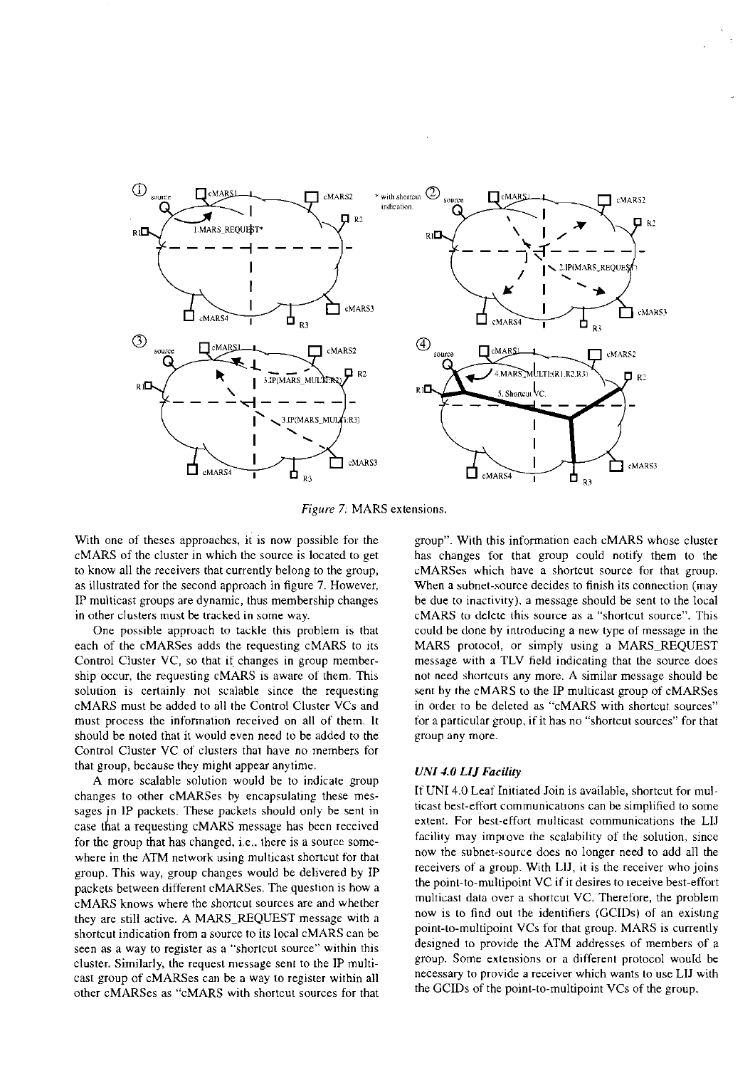*Figure 7:* MARS extensions.

With one of theses approaches, it is now possible for the cMARS of the cluster in which the source is located to get to know all the receivers that currently belong to the group, as illustrated for the second approach in figure 7. However, IP multicast groups are dynamic, thus membership changes in other clusters must be tracked in some way.

One possible approach to tackle this problem is that each of the cMARSes adds the requesting cMARS to its Control Cluster VC, so that if changes in group membership occur, the requesting cMARS is aware of them. This solution is certainly not scalable since the requesting cMARS must be added to all the Control Cluster VCs and must process the information received on all of them. It should be noted that it would even need to be added to the Control Cluster VC of clusters that have no members for that group, because they might appear anytime.

A more scalable solution would be to indicate group changes to other cMARSes by encapsulating these messages in IP packets. These packets should only be sent in case that a requesting cMARS message has been received for the group that has changed, i.e., there is a source somewhere in the ATM network using multicast shortcut for that group. This way, group changes would be delivered by IP packets between different cMARSes. The question is how a cMARS knows where the shortcut sources are and whether they are still active. A MARS_REQUEST message with a shortcut indication from a source to its local cMARS can be seen as a way to register as a "shortcut source" within this cluster. Similarly, the request message sent to the IP multicast group of cMARSes can be a way to register within all other cMARSes as "cMARS with shortcut sources for that group". With this information each cMARS whose cluster has changes for that group could notify them to the cMARSes which have a shortcut source for that group. When a subnet-source decides to finish its connection (may be due to inactivity), a message should be sent to the local cMARS to delete this source as a "shortcut source". This could be done by introducing a new type of message in the MARS protocol, or simply using a MARS_REQUEST message with a TLV field indicating that the source does not need shortcuts any more. A similar message should be sent by the cMARS to the IP multicast group of cMARSes in order to be deleted as "cMARS with shortcut sources" for a particular group, if it has no "shortcut sources" for that group any more.

### *UNI 4.0 LIJ Facility*

If UNI 4.0 Leaf Initiated Join is available, shortcut for multicast best-effort communications can be simplified to some extent. For best-effort multicast communications the LIJ facility may improve the scalability of the solution, since now the subnet-source does no longer need to add all the receivers of a group. With LIJ, it is the receiver who joins the point-to-multipoint VC if it desires to receive best-effort multicast data over a shortcut VC. Therefore, the problem now is to find out the identifiers (GCIDs) of an existing point-to-multipoint VCs for that group. MARS is currently designed to provide the ATM addresses of members of a group. Some extensions or a different protocol would be necessary to provide a receiver which wants to use LIJ with the GCIDs of the point-to-multipoint VCs of the group.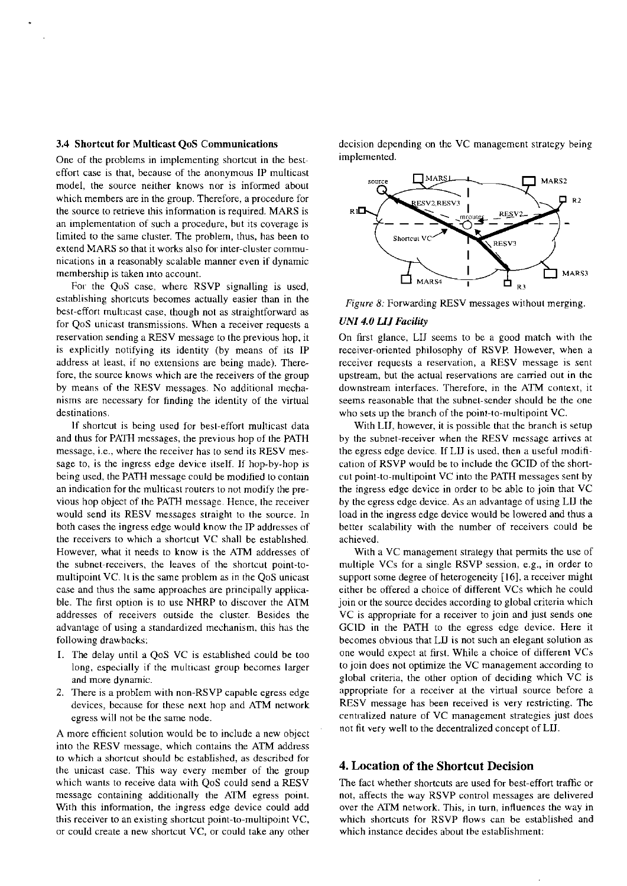### 3.4 Shortcut for Multicast QoS Communications

One of the problems in implementing shortcut in the best-effort case is that, because of the anonymous IP multicast model, the source neither knows nor is informed about which members are in the group. Therefore, a procedure for the source to retrieve this information is required. MARS is an implementation of such a procedure, but its coverage is limited to the same cluster. The problem, thus, has been to extend MARS so that it works also for inter-cluster communications in a reasonably scalable manner even if dynamic membership is taken into account.

For the QoS case, where RSVP signalling is used, establishing shortcuts becomes actually easier than in the best-effort multicast case, though not as straightforward as for QoS unicast transmissions. When a receiver requests a reservation sending a RESV message to the previous hop, it is explicitly notifying its identity (by means of its IP address at least, if no extensions are being made). Therefore, the source knows which are the receivers of the group by means of the RESV messages. No additional mechanisms are necessary for finding the identity of the virtual destinations.

If shortcut is being used for best-effort multicast data and thus for PATH messages, the previous hop of the PATH message, i.e., where the receiver has to send its RESV message to, is the ingress edge device itself. If hop-by-hop is being used, the PATH message could be modified to contain an indication for the multicast routers to not modify the previous hop object of the PATH message. Hence, the receiver would send its RESV messages straight to the source. In both cases the ingress edge would know the IP addresses of the receivers to which a shortcut VC shall be established. However, what it needs to know is the ATM addresses of the subnet-receivers, the leaves of the shortcut point-to-multipoint VC. It is the same problem as in the QoS unicast case and thus the same approaches are principally applicable. The first option is to use NHRP to discover the ATM addresses of receivers outside the cluster. Besides the advantage of using a standardized mechanism, this has the following drawbacks:

1. The delay until a QoS VC is established could be too long, especially if the multicast group becomes larger and more dynamic.
2. There is a problem with non-RSVP capable egress edge devices, because for these next hop and ATM network egress will not be the same node.

A more efficient solution would be to include a new object into the RESV message, which contains the ATM address to which a shortcut should be established, as described for the unicast case. This way every member of the group which wants to receive data with QoS could send a RESV message containing additionally the ATM egress point. With this information, the ingress edge device could add this receiver to an existing shortcut point-to-multipoint VC, or could create a new shortcut VC, or could take any other decision depending on the VC management strategy being implemented.

source
MARS1
MARS2
R2
R1
RESV2,RESV3
mrouter
RESV2
Shortcut VC
RESV3
MARS4
R3
MARS3

*Figure 8:* Forwarding RESV messages without merging.

#### *UNI 4.0 LIJ Facility*

On first glance, LIJ seems to be a good match with the receiver-oriented philosophy of RSVP. However, when a receiver requests a reservation, a RESV message is sent upstream, but the actual reservations are carried out in the downstream interfaces. Therefore, in the ATM context, it seems reasonable that the subnet-sender should be the one who sets up the branch of the point-to-multipoint VC.

With LIJ, however, it is possible that the branch is setup by the subnet-receiver when the RESV message arrives at the egress edge device. If LIJ is used, then a useful modification of RSVP would be to include the GCID of the shortcut point-to-multipoint VC into the PATH messages sent by the ingress edge device in order to be able to join that VC by the egress edge device. As an advantage of using LIJ the load in the ingress edge device would be lowered and thus a better scalability with the number of receivers could be achieved.

With a VC management strategy that permits the use of multiple VCs for a single RSVP session, e.g., in order to support some degree of heterogeneity [16], a receiver might either be offered a choice of different VCs which he could join or the source decides according to global criteria which VC is appropriate for a receiver to join and just sends one GCID in the PATH to the egress edge device. Here it becomes obvious that LIJ is not such an elegant solution as one would expect at first. While a choice of different VCs to join does not optimize the VC management according to global criteria, the other option of deciding which VC is appropriate for a receiver at the virtual source before a RESV message has been received is very restricting. The centralized nature of VC management strategies just does not fit very well to the decentralized concept of LIJ.

## 4. Location of the Shortcut Decision

The fact whether shortcuts are used for best-effort traffic or not, affects the way RSVP control messages are delivered over the ATM network. This, in turn, influences the way in which shortcuts for RSVP flows can be established and which instance decides about the establishment: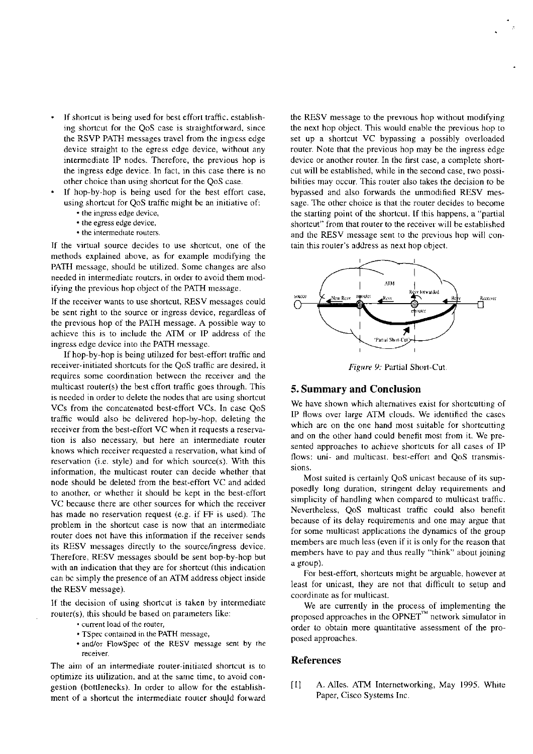- If shortcut is being used for best effort traffic, establishing shortcut for the QoS case is straightforward, since the RSVP PATH messages travel from the ingress edge device straight to the egress edge device, without any intermediate IP nodes. Therefore, the previous hop is the ingress edge device. In fact, in this case there is no other choice than using shortcut for the QoS case.
- If hop-by-hop is being used for the best effort case, using shortcut for QoS traffic might be an initiative of:
  - the ingress edge device,
  - the egress edge device,
  - the intermediate routers.

If the virtual source decides to use shortcut, one of the methods explained above, as for example modifying the PATH message, should be utilized. Some changes are also needed in intermediate routers, in order to avoid them modifying the previous hop object of the PATH message.

If the receiver wants to use shortcut, RESV messages could be sent right to the source or ingress device, regardless of the previous hop of the PATH message. A possible way to achieve this is to include the ATM or IP address of the ingress edge device into the PATH message.

If hop-by-hop is being utilized for best-effort traffic and receiver-initiated shortcuts for the QoS traffic are desired, it requires some coordination between the receiver and the multicast router(s) the best effort traffic goes through. This is needed in order to delete the nodes that are using shortcut VCs from the concatenated best-effort VCs. In case QoS traffic would also be delivered hop-by-hop, deleting the receiver from the best-effort VC when it requests a reservation is also necessary, but here an intermediate router knows which receiver requested a reservation, what kind of reservation (i.e. style) and for which source(s). With this information, the multicast router can decide whether that node should be deleted from the best-effort VC and added to another, or whether it should be kept in the best-effort VC because there are other sources for which the receiver has made no reservation request (e.g. if FF is used). The problem in the shortcut case is now that an intermediate router does not have this information if the receiver sends its RESV messages directly to the source/ingress device. Therefore, RESV messages should be sent hop-by-hop but with an indication that they are for shortcut (this indication can be simply the presence of an ATM address object inside the RESV message).

If the decision of using shortcut is taken by intermediate router(s), this should be based on parameters like:

- current load of the router,
- TSpec contained in the PATH message,
- and/or FlowSpec of the RESV message sent by the receiver.

The aim of an intermediate router-initiated shortcut is to optimize its utilization, and at the same time, to avoid congestion (bottlenecks). In order to allow for the establishment of a shortcut the intermediate router should forward the RESV message to the previous hop without modifying the next hop object. This would enable the previous hop to set up a shortcut VC bypassing a possibly overloaded router. Note that the previous hop may be the ingress edge device or another router. In the first case, a complete shortcut will be established, while in the second case, two possibilities may occur. This router also takes the decision to be bypassed and also forwards the unmodified RESV message. The other choice is that the router decides to become the starting point of the shortcut. If this happens, a "partial shortcut" from that router to the receiver will be established and the RESV message sent to the previous hop will contain this router's address as next hop object.

ATM
Source
New Resv
m-router
Resv
Resv forwarded
Resv
Receiver
m-router
"Partial Short-Cut"

*Figure 9:* Partial Short-Cut.

## 5. Summary and Conclusion

We have shown which alternatives exist for shortcutting of IP flows over large ATM clouds. We identified the cases which are on the one hand most suitable for shortcutting and on the other hand could benefit most from it. We presented approaches to achieve shortcuts for all cases of IP flows: uni- and multicast, best-effort and QoS transmissions.

Most suited is certainly QoS unicast because of its supposedly long duration, stringent delay requirements and simplicity of handling when compared to multicast traffic. Nevertheless, QoS multicast traffic could also benefit because of its delay requirements and one may argue that for some multicast applications the dynamics of the group members are much less (even if it is only for the reason that members have to pay and thus really "think" about joining a group).

For best-effort, shortcuts might be arguable, however at least for unicast, they are not that difficult to setup and coordinate as for multicast.

We are currently in the process of implementing the proposed approaches in the OPNET™ network simulator in order to obtain more quantitative assessment of the proposed approaches.

## References

[1] A. Alles. ATM Internetworking, May 1995. White Paper, Cisco Systems Inc.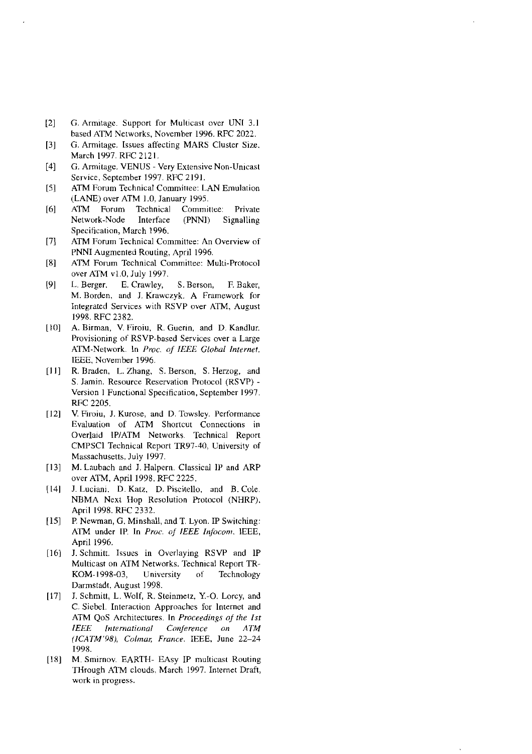- [2] G. Armitage. Support for Multicast over UNI 3.1 based ATM Networks, November 1996. RFC 2022.
- [3] G. Armitage. Issues affecting MARS Cluster Size. March 1997. RFC 2121.
- [4] G. Armitage. VENUS - Very Extensive Non-Unicast Service, September 1997. RFC 2191.
- [5] ATM Forum Technical Committee: LAN Emulation (LANE) over ATM 1.0, January 1995.
- [6] ATM Forum Technical Committee: Private Network-Node Interface (PNNI) Signalling Specification, March 1996.
- [7] ATM Forum Technical Committee: An Overview of PNNI Augmented Routing, April 1996.
- [8] ATM Forum Technical Committee: Multi-Protocol over ATM v1.0, July 1997.
- [9] L. Berger, E. Crawley, S. Berson, F. Baker, M. Borden, and J. Krawczyk. A Framework for Integrated Services with RSVP over ATM, August 1998. RFC 2382.
- [10] A. Birman, V. Firoiu, R. Guerin, and D. Kandlur. Provisioning of RSVP-based Services over a Large ATM-Network. In *Proc. of IEEE Global Internet*. IEEE, November 1996.
- [11] R. Braden, L. Zhang, S. Berson, S. Herzog, and S. Jamin. Resource Reservation Protocol (RSVP) - Version 1 Functional Specification, September 1997. RFC 2205.
- [12] V. Firoiu, J. Kurose, and D. Towsley. Performance Evaluation of ATM Shortcut Connections in Overlaid IP/ATM Networks. Technical Report CMPSCI Technical Report TR97-40, University of Massachusetts, July 1997.
- [13] M. Laubach and J. Halpern. Classical IP and ARP over ATM, April 1998. RFC 2225.
- [14] J. Luciani, D. Katz, D. Piscitello, and B. Cole. NBMA Next Hop Resolution Protocol (NHRP), April 1998. RFC 2332.
- [15] P. Newman, G. Minshall, and T. Lyon. IP Switching: ATM under IP. In *Proc. of IEEE Infocom*. IEEE, April 1996.
- [16] J. Schmitt. Issues in Overlaying RSVP and IP Multicast on ATM Networks. Technical Report TR-KOM-1998-03, University of Technology Darmstadt, August 1998.
- [17] J. Schmitt, L. Wolf, R. Steinmetz, Y.-O. Lorcy, and C. Siebel. Interaction Approaches for Internet and ATM QoS Architectures. In *Proceedings of the 1st IEEE International Conference on ATM (ICATM'98), Colmar, France*. IEEE, June 22–24 1998.
- [18] M. Smirnov. EARTH- EAsy IP multicast Routing THrough ATM clouds. March 1997. Internet Draft, work in progress.